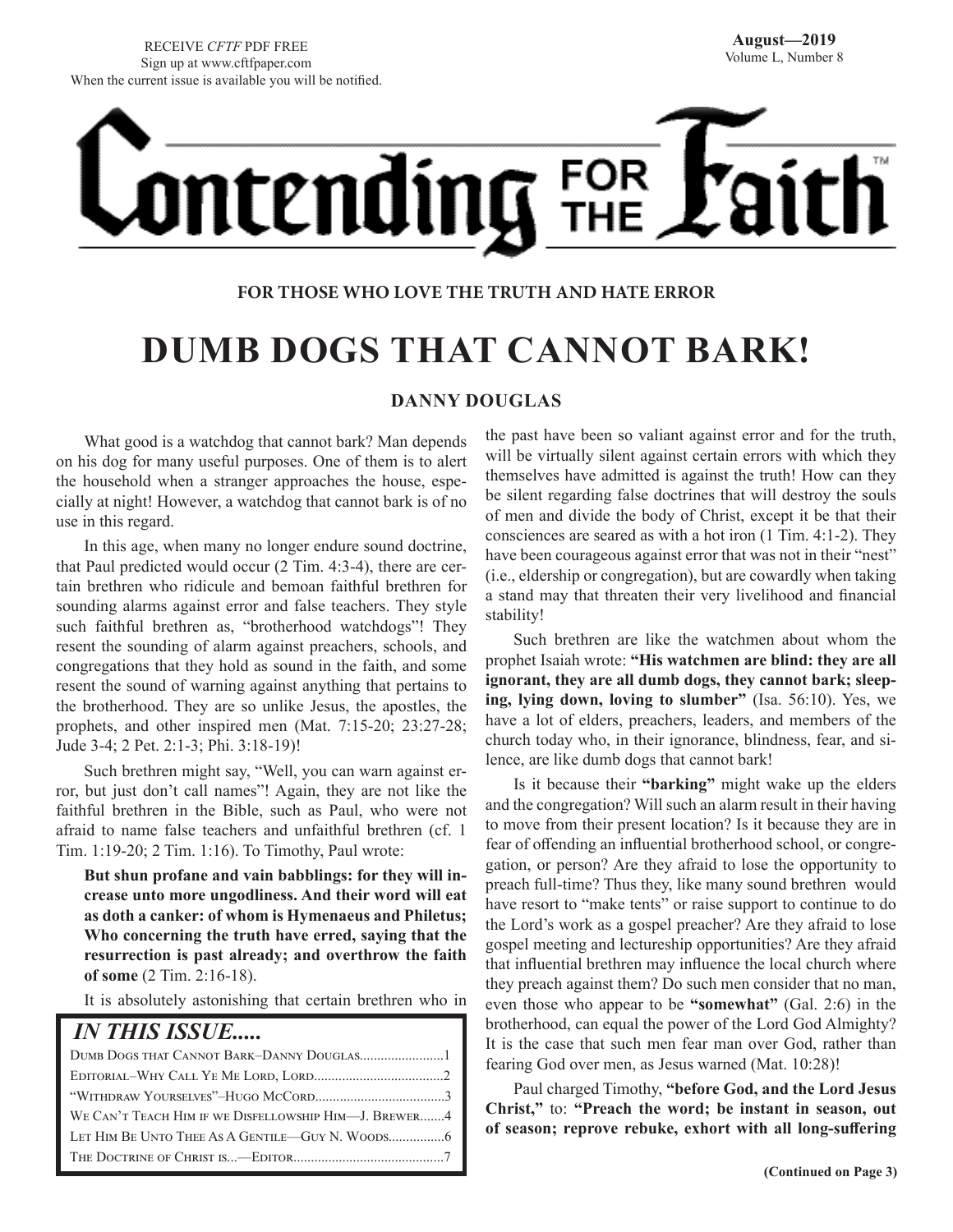RECEIVE *CFTF* PDF FREE
Sign up at www.cftfpaper.com
When the current issue is available you will be notified.

**August—2019**
Volume L, Number 8

# Contending FOR THE Faith™

**FOR THOSE WHO LOVE THE TRUTH AND HATE ERROR**

# DUMB DOGS THAT CANNOT BARK!

**DANNY DOUGLAS**

What good is a watchdog that cannot bark? Man depends on his dog for many useful purposes. One of them is to alert the household when a stranger approaches the house, especially at night! However, a watchdog that cannot bark is of no use in this regard.

In this age, when many no longer endure sound doctrine, that Paul predicted would occur (2 Tim. 4:3-4), there are certain brethren who ridicule and bemoan faithful brethren for sounding alarms against error and false teachers. They style such faithful brethren as, "brotherhood watchdogs"! They resent the sounding of alarm against preachers, schools, and congregations that they hold as sound in the faith, and some resent the sound of warning against anything that pertains to the brotherhood. They are so unlike Jesus, the apostles, the prophets, and other inspired men (Mat. 7:15-20; 23:27-28; Jude 3-4; 2 Pet. 2:1-3; Phi. 3:18-19)!

Such brethren might say, "Well, you can warn against error, but just don't call names"! Again, they are not like the faithful brethren in the Bible, such as Paul, who were not afraid to name false teachers and unfaithful brethren (cf. 1 Tim. 1:19-20; 2 Tim. 1:16). To Timothy, Paul wrote:

> **But shun profane and vain babblings: for they will increase unto more ungodliness. And their word will eat as doth a canker: of whom is Hymenaeus and Philetus; Who concerning the truth have erred, saying that the resurrection is past already; and overthrow the faith of some** (2 Tim. 2:16-18).

It is absolutely astonishing that certain brethren who in the past have been so valiant against error and for the truth, will be virtually silent against certain errors with which they themselves have admitted is against the truth! How can they be silent regarding false doctrines that will destroy the souls of men and divide the body of Christ, except it be that their consciences are seared as with a hot iron (1 Tim. 4:1-2). They have been courageous against error that was not in their "nest" (i.e., eldership or congregation), but are cowardly when taking a stand may that threaten their very livelihood and financial stability!

Such brethren are like the watchmen about whom the prophet Isaiah wrote: **"His watchmen are blind: they are all ignorant, they are all dumb dogs, they cannot bark; sleeping, lying down, loving to slumber"** (Isa. 56:10). Yes, we have a lot of elders, preachers, leaders, and members of the church today who, in their ignorance, blindness, fear, and silence, are like dumb dogs that cannot bark!

Is it because their **"barking"** might wake up the elders and the congregation? Will such an alarm result in their having to move from their present location? Is it because they are in fear of offending an influential brotherhood school, or congregation, or person? Are they afraid to lose the opportunity to preach full-time? Thus they, like many sound brethren would have resort to "make tents" or raise support to continue to do the Lord's work as a gospel preacher? Are they afraid to lose gospel meeting and lectureship opportunities? Are they afraid that influential brethren may influence the local church where they preach against them? Do such men consider that no man, even those who appear to be **"somewhat"** (Gal. 2:6) in the brotherhood, can equal the power of the Lord God Almighty? It is the case that such men fear man over God, rather than fearing God over men, as Jesus warned (Mat. 10:28)!

Paul charged Timothy, **"before God, and the Lord Jesus Christ,"** to: **"Preach the word; be instant in season, out of season; reprove rebuke, exhort with all long-suffering**

**(Continued on Page 3)**

## *IN THIS ISSUE.....*

| | |
|---|---|
| Dumb Dogs that Cannot Bark–Danny Douglas | 1 |
| Editorial–Why Call Ye Me Lord, Lord | 2 |
| "Withdraw Yourselves"–Hugo McCord | 3 |
| We Can't Teach Him if we Disfellowship Him—J. Brewer | 4 |
| Let Him Be Unto Thee As A Gentile—Guy N. Woods | 6 |
| The Doctrine of Christ is...—Editor | 7 |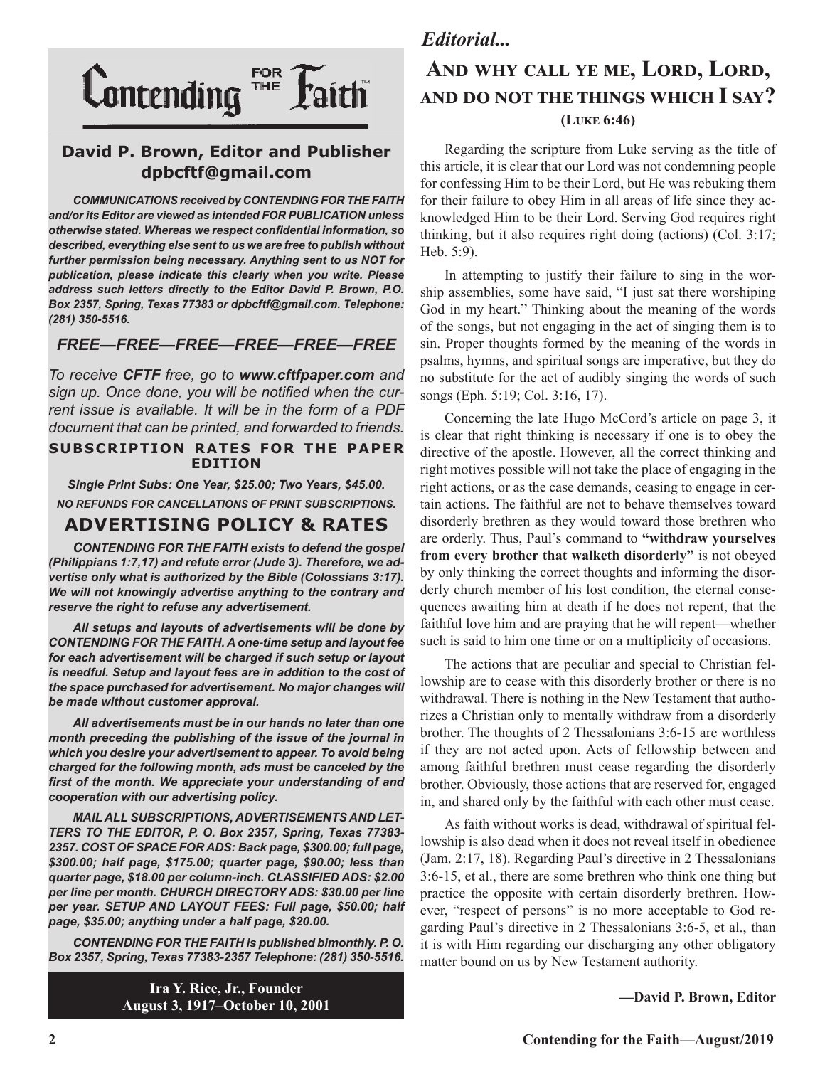# Contending FOR THE Faith™

## David P. Brown, Editor and Publisher
**dpbcftf@gmail.com**

***COMMUNICATIONS received by CONTENDING FOR THE FAITH and/or its Editor are viewed as intended FOR PUBLICATION unless otherwise stated. Whereas we respect confidential information, so described, everything else sent to us we are free to publish without further permission being necessary. Anything sent to us NOT for publication, please indicate this clearly when you write. Please address such letters directly to the Editor David P. Brown, P.O. Box 2357, Spring, Texas 77383 or dpbcftf@gmail.com. Telephone: (281) 350-5516.***

### *FREE—FREE—FREE—FREE—FREE—FREE*

*To receive **CFTF** free, go to **www.cftfpaper.com** and sign up. Once done, you will be notified when the current issue is available. It will be in the form of a PDF document that can be printed, and forwarded to friends.*

**SUBSCRIPTION RATES FOR THE PAPER EDITION**

***Single Print Subs: One Year, $25.00; Two Years, $45.00.***

***NO REFUNDS FOR CANCELLATIONS OF PRINT SUBSCRIPTIONS.***

## ADVERTISING POLICY & RATES

***CONTENDING FOR THE FAITH exists to defend the gospel (Philippians 1:7,17) and refute error (Jude 3). Therefore, we advertise only what is authorized by the Bible (Colossians 3:17). We will not knowingly advertise anything to the contrary and reserve the right to refuse any advertisement.***

***All setups and layouts of advertisements will be done by CONTENDING FOR THE FAITH. A one-time setup and layout fee for each advertisement will be charged if such setup or layout is needful. Setup and layout fees are in addition to the cost of the space purchased for advertisement. No major changes will be made without customer approval.***

***All advertisements must be in our hands no later than one month preceding the publishing of the issue of the journal in which you desire your advertisement to appear. To avoid being charged for the following month, ads must be canceled by the first of the month. We appreciate your understanding of and cooperation with our advertising policy.***

***MAIL ALL SUBSCRIPTIONS, ADVERTISEMENTS AND LETTERS TO THE EDITOR, P. O. Box 2357, Spring, Texas 77383-2357. COST OF SPACE FOR ADS: Back page, $300.00; full page, $300.00; half page, $175.00; quarter page, $90.00; less than quarter page, $18.00 per column-inch. CLASSIFIED ADS: $2.00 per line per month. CHURCH DIRECTORY ADS: $30.00 per line per year. SETUP AND LAYOUT FEES: Full page, $50.00; half page, $35.00; anything under a half page, $20.00.***

***CONTENDING FOR THE FAITH is published bimonthly. P. O. Box 2357, Spring, Texas 77383-2357 Telephone: (281) 350-5516.***

**Ira Y. Rice, Jr., Founder**
**August 3, 1917–October 10, 2001**

*Editorial...*

# And why call ye me, Lord, Lord, and do not the things which I say?
**(Luke 6:46)**

Regarding the scripture from Luke serving as the title of this article, it is clear that our Lord was not condemning people for confessing Him to be their Lord, but He was rebuking them for their failure to obey Him in all areas of life since they acknowledged Him to be their Lord. Serving God requires right thinking, but it also requires right doing (actions) (Col. 3:17; Heb. 5:9).

In attempting to justify their failure to sing in the worship assemblies, some have said, "I just sat there worshiping God in my heart." Thinking about the meaning of the words of the songs, but not engaging in the act of singing them is to sin. Proper thoughts formed by the meaning of the words in psalms, hymns, and spiritual songs are imperative, but they do no substitute for the act of audibly singing the words of such songs (Eph. 5:19; Col. 3:16, 17).

Concerning the late Hugo McCord's article on page 3, it is clear that right thinking is necessary if one is to obey the directive of the apostle. However, all the correct thinking and right motives possible will not take the place of engaging in the right actions, or as the case demands, ceasing to engage in certain actions. The faithful are not to behave themselves toward disorderly brethren as they would toward those brethren who are orderly. Thus, Paul's command to **"withdraw yourselves from every brother that walketh disorderly"** is not obeyed by only thinking the correct thoughts and informing the disorderly church member of his lost condition, the eternal consequences awaiting him at death if he does not repent, that the faithful love him and are praying that he will repent—whether such is said to him one time or on a multiplicity of occasions.

The actions that are peculiar and special to Christian fellowship are to cease with this disorderly brother or there is no withdrawal. There is nothing in the New Testament that authorizes a Christian only to mentally withdraw from a disorderly brother. The thoughts of 2 Thessalonians 3:6-15 are worthless if they are not acted upon. Acts of fellowship between and among faithful brethren must cease regarding the disorderly brother. Obviously, those actions that are reserved for, engaged in, and shared only by the faithful with each other must cease.

As faith without works is dead, withdrawal of spiritual fellowship is also dead when it does not reveal itself in obedience (Jam. 2:17, 18). Regarding Paul's directive in 2 Thessalonians 3:6-15, et al., there are some brethren who think one thing but practice the opposite with certain disorderly brethren. However, "respect of persons" is no more acceptable to God regarding Paul's directive in 2 Thessalonians 3:6-5, et al., than it is with Him regarding our discharging any other obligatory matter bound on us by New Testament authority.

**—David P. Brown, Editor**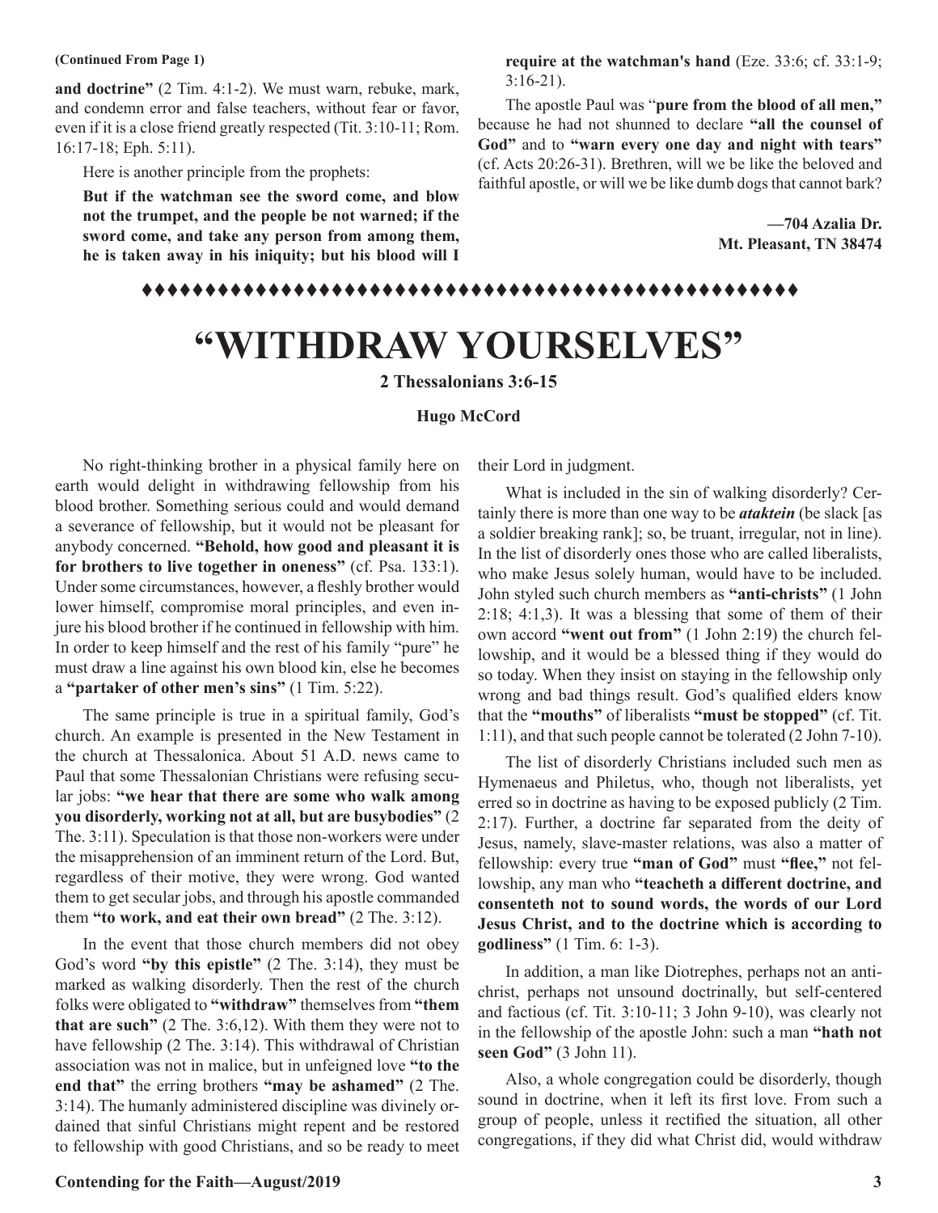**(Continued From Page 1)**

**and doctrine"** (2 Tim. 4:1-2). We must warn, rebuke, mark, and condemn error and false teachers, without fear or favor, even if it is a close friend greatly respected (Tit. 3:10-11; Rom. 16:17-18; Eph. 5:11).

Here is another principle from the prophets:

**But if the watchman see the sword come, and blow not the trumpet, and the people be not warned; if the sword come, and take any person from among them, he is taken away in his iniquity; but his blood will I require at the watchman's hand** (Eze. 33:6; cf. 33:1-9; 3:16-21).

The apostle Paul was "**pure from the blood of all men,"** because he had not shunned to declare **"all the counsel of God"** and to **"warn every one day and night with tears"** (cf. Acts 20:26-31). Brethren, will we be like the beloved and faithful apostle, or will we be like dumb dogs that cannot bark?

**—704 Azalia Dr.**
**Mt. Pleasant, TN 38474**

♦♦♦♦♦♦♦♦♦♦♦♦♦♦♦♦♦♦♦♦♦♦♦♦♦♦♦♦♦♦♦♦♦♦♦♦♦♦♦♦♦♦♦♦♦♦♦♦♦♦♦♦

# "WITHDRAW YOURSELVES"

**2 Thessalonians 3:6-15**

**Hugo McCord**

No right-thinking brother in a physical family here on earth would delight in withdrawing fellowship from his blood brother. Something serious could and would demand a severance of fellowship, but it would not be pleasant for anybody concerned. **"Behold, how good and pleasant it is for brothers to live together in oneness"** (cf. Psa. 133:1). Under some circumstances, however, a fleshly brother would lower himself, compromise moral principles, and even injure his blood brother if he continued in fellowship with him. In order to keep himself and the rest of his family "pure" he must draw a line against his own blood kin, else he becomes a **"partaker of other men's sins"** (1 Tim. 5:22).

The same principle is true in a spiritual family, God's church. An example is presented in the New Testament in the church at Thessalonica. About 51 A.D. news came to Paul that some Thessalonian Christians were refusing secular jobs: **"we hear that there are some who walk among you disorderly, working not at all, but are busybodies"** (2 The. 3:11). Speculation is that those non-workers were under the misapprehension of an imminent return of the Lord. But, regardless of their motive, they were wrong. God wanted them to get secular jobs, and through his apostle commanded them **"to work, and eat their own bread"** (2 The. 3:12).

In the event that those church members did not obey God's word **"by this epistle"** (2 The. 3:14), they must be marked as walking disorderly. Then the rest of the church folks were obligated to **"withdraw"** themselves from **"them that are such"** (2 The. 3:6,12). With them they were not to have fellowship (2 The. 3:14). This withdrawal of Christian association was not in malice, but in unfeigned love **"to the end that"** the erring brothers **"may be ashamed"** (2 The. 3:14). The humanly administered discipline was divinely ordained that sinful Christians might repent and be restored to fellowship with good Christians, and so be ready to meet their Lord in judgment.

What is included in the sin of walking disorderly? Certainly there is more than one way to be ***ataktein*** (be slack [as a soldier breaking rank]; so, be truant, irregular, not in line). In the list of disorderly ones those who are called liberalists, who make Jesus solely human, would have to be included. John styled such church members as **"anti-christs"** (1 John 2:18; 4:1,3). It was a blessing that some of them of their own accord **"went out from"** (1 John 2:19) the church fellowship, and it would be a blessed thing if they would do so today. When they insist on staying in the fellowship only wrong and bad things result. God's qualified elders know that the **"mouths"** of liberalists **"must be stopped"** (cf. Tit. 1:11), and that such people cannot be tolerated (2 John 7-10).

The list of disorderly Christians included such men as Hymenaeus and Philetus, who, though not liberalists, yet erred so in doctrine as having to be exposed publicly (2 Tim. 2:17). Further, a doctrine far separated from the deity of Jesus, namely, slave-master relations, was also a matter of fellowship: every true **"man of God"** must **"flee,"** not fellowship, any man who **"teacheth a different doctrine, and consenteth not to sound words, the words of our Lord Jesus Christ, and to the doctrine which is according to godliness"** (1 Tim. 6: 1-3).

In addition, a man like Diotrephes, perhaps not an antichrist, perhaps not unsound doctrinally, but self-centered and factious (cf. Tit. 3:10-11; 3 John 9-10), was clearly not in the fellowship of the apostle John: such a man **"hath not seen God"** (3 John 11).

Also, a whole congregation could be disorderly, though sound in doctrine, when it left its first love. From such a group of people, unless it rectified the situation, all other congregations, if they did what Christ did, would withdraw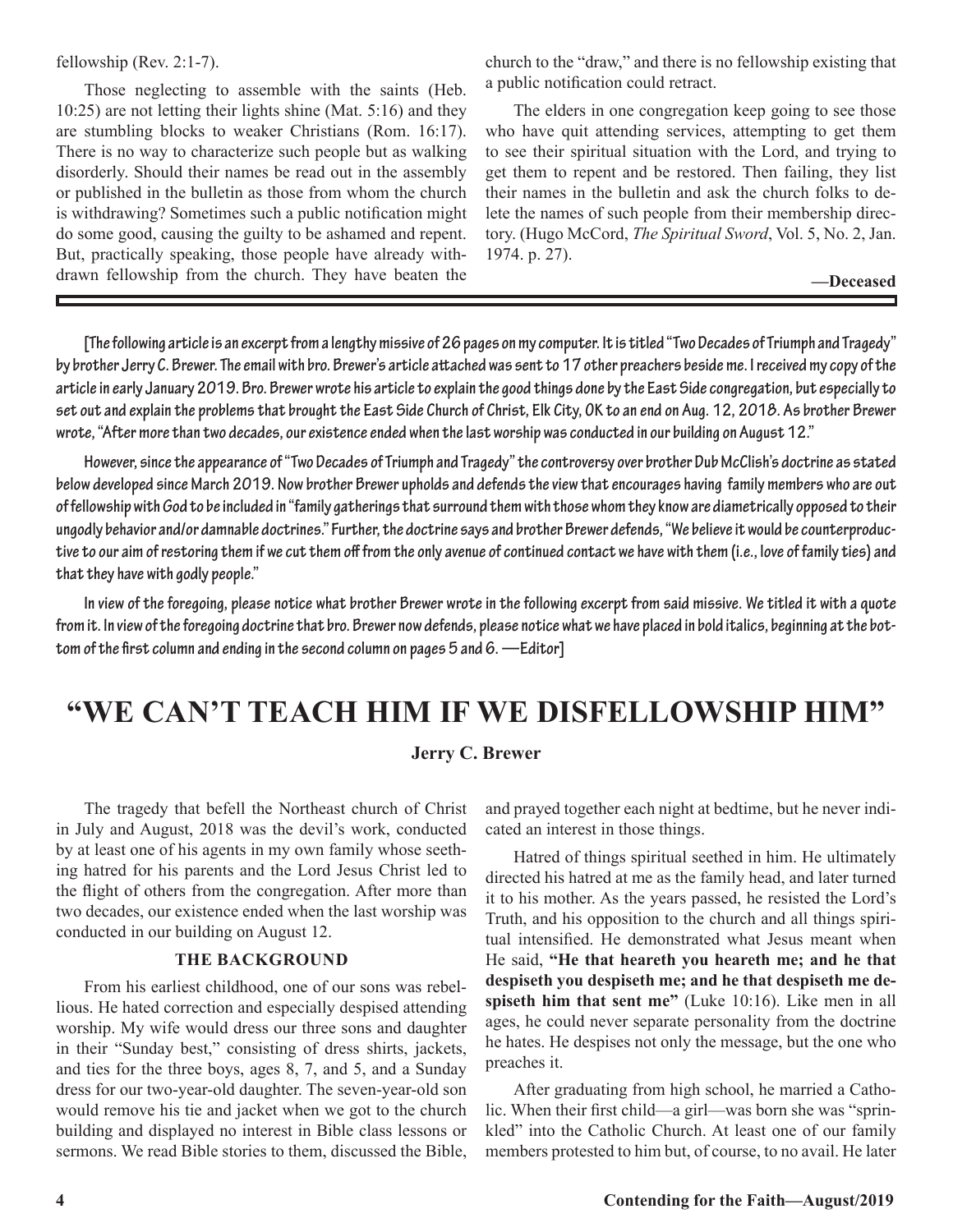fellowship (Rev. 2:1-7).

Those neglecting to assemble with the saints (Heb. 10:25) are not letting their lights shine (Mat. 5:16) and they are stumbling blocks to weaker Christians (Rom. 16:17). There is no way to characterize such people but as walking disorderly. Should their names be read out in the assembly or published in the bulletin as those from whom the church is withdrawing? Sometimes such a public notification might do some good, causing the guilty to be ashamed and repent. But, practically speaking, those people have already withdrawn fellowship from the church. They have beaten the church to the "draw," and there is no fellowship existing that a public notification could retract.

The elders in one congregation keep going to see those who have quit attending services, attempting to get them to see their spiritual situation with the Lord, and trying to get them to repent and be restored. Then failing, they list their names in the bulletin and ask the church folks to delete the names of such people from their membership directory. (Hugo McCord, *The Spiritual Sword*, Vol. 5, No. 2, Jan. 1974. p. 27).

**—Deceased**

---

**[The following article is an excerpt from a lengthy missive of 26 pages on my computer. It is titled "Two Decades of Triumph and Tragedy" by brother Jerry C. Brewer. The email with bro. Brewer's article attached was sent to 17 other preachers beside me. I received my copy of the article in early January 2019. Bro. Brewer wrote his article to explain the good things done by the East Side congregation, but especially to set out and explain the problems that brought the East Side Church of Christ, Elk City, OK to an end on Aug. 12, 2018. As brother Brewer wrote, "After more than two decades, our existence ended when the last worship was conducted in our building on August 12."**

**However, since the appearance of "Two Decades of Triumph and Tragedy" the controversy over brother Dub McClish's doctrine as stated below developed since March 2019. Now brother Brewer upholds and defends the view that encourages having family members who are out of fellowship with God to be included in "family gatherings that surround them with those whom they know are diametrically opposed to their ungodly behavior and/or damnable doctrines." Further, the doctrine says and brother Brewer defends, "We believe it would be counterproductive to our aim of restoring them if we cut them off from the only avenue of continued contact we have with them (i.e., love of family ties) and that they have with godly people."**

**In view of the foregoing, please notice what brother Brewer wrote in the following excerpt from said missive. We titled it with a quote from it. In view of the foregoing doctrine that bro. Brewer now defends, please notice what we have placed in bold italics, beginning at the bottom of the first column and ending in the second column on pages 5 and 6. —Editor]**

# "WE CAN'T TEACH HIM IF WE DISFELLOWSHIP HIM"

**Jerry C. Brewer**

The tragedy that befell the Northeast church of Christ in July and August, 2018 was the devil's work, conducted by at least one of his agents in my own family whose seething hatred for his parents and the Lord Jesus Christ led to the flight of others from the congregation. After more than two decades, our existence ended when the last worship was conducted in our building on August 12.

### THE BACKGROUND

From his earliest childhood, one of our sons was rebellious. He hated correction and especially despised attending worship. My wife would dress our three sons and daughter in their "Sunday best," consisting of dress shirts, jackets, and ties for the three boys, ages 8, 7, and 5, and a Sunday dress for our two-year-old daughter. The seven-year-old son would remove his tie and jacket when we got to the church building and displayed no interest in Bible class lessons or sermons. We read Bible stories to them, discussed the Bible, and prayed together each night at bedtime, but he never indicated an interest in those things.

Hatred of things spiritual seethed in him. He ultimately directed his hatred at me as the family head, and later turned it to his mother. As the years passed, he resisted the Lord's Truth, and his opposition to the church and all things spiritual intensified. He demonstrated what Jesus meant when He said, **"He that heareth you heareth me; and he that despiseth you despiseth me; and he that despiseth me despiseth him that sent me"** (Luke 10:16). Like men in all ages, he could never separate personality from the doctrine he hates. He despises not only the message, but the one who preaches it.

After graduating from high school, he married a Catholic. When their first child—a girl—was born she was "sprinkled" into the Catholic Church. At least one of our family members protested to him but, of course, to no avail. He later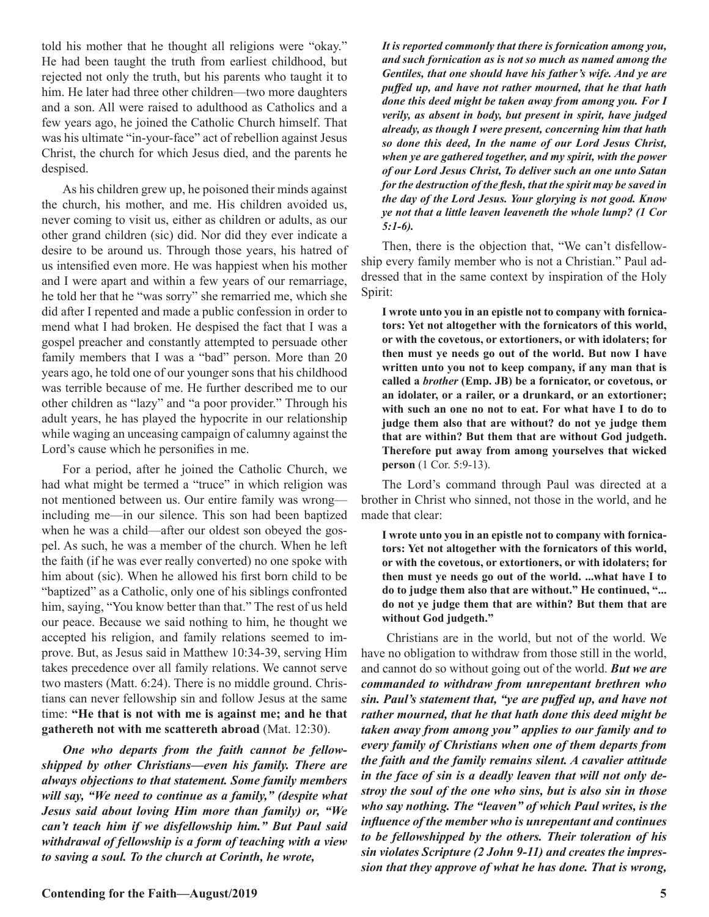told his mother that he thought all religions were "okay." He had been taught the truth from earliest childhood, but rejected not only the truth, but his parents who taught it to him. He later had three other children—two more daughters and a son. All were raised to adulthood as Catholics and a few years ago, he joined the Catholic Church himself. That was his ultimate "in-your-face" act of rebellion against Jesus Christ, the church for which Jesus died, and the parents he despised.

As his children grew up, he poisoned their minds against the church, his mother, and me. His children avoided us, never coming to visit us, either as children or adults, as our other grand children (sic) did. Nor did they ever indicate a desire to be around us. Through those years, his hatred of us intensified even more. He was happiest when his mother and I were apart and within a few years of our remarriage, he told her that he "was sorry" she remarried me, which she did after I repented and made a public confession in order to mend what I had broken. He despised the fact that I was a gospel preacher and constantly attempted to persuade other family members that I was a "bad" person. More than 20 years ago, he told one of our younger sons that his childhood was terrible because of me. He further described me to our other children as "lazy" and "a poor provider." Through his adult years, he has played the hypocrite in our relationship while waging an unceasing campaign of calumny against the Lord's cause which he personifies in me.

For a period, after he joined the Catholic Church, we had what might be termed a "truce" in which religion was not mentioned between us. Our entire family was wrong—including me—in our silence. This son had been baptized when he was a child—after our oldest son obeyed the gospel. As such, he was a member of the church. When he left the faith (if he was ever really converted) no one spoke with him about (sic). When he allowed his first born child to be "baptized" as a Catholic, only one of his siblings confronted him, saying, "You know better than that." The rest of us held our peace. Because we said nothing to him, he thought we accepted his religion, and family relations seemed to improve. But, as Jesus said in Matthew 10:34-39, serving Him takes precedence over all family relations. We cannot serve two masters (Matt. 6:24). There is no middle ground. Christians can never fellowship sin and follow Jesus at the same time: **"He that is not with me is against me; and he that gathereth not with me scattereth abroad** (Mat. 12:30).

***One who departs from the faith cannot be fellowshipped by other Christians—even his family. There are always objections to that statement. Some family members will say, "We need to continue as a family," (despite what Jesus said about loving Him more than family) or, "We can't teach him if we disfellowship him." But Paul said withdrawal of fellowship is a form of teaching with a view to saving a soul. To the church at Corinth, he wrote,***

***It is reported commonly that there is fornication among you, and such fornication as is not so much as named among the Gentiles, that one should have his father's wife. And ye are puffed up, and have not rather mourned, that he that hath done this deed might be taken away from among you. For I verily, as absent in body, but present in spirit, have judged already, as though I were present, concerning him that hath so done this deed, In the name of our Lord Jesus Christ, when ye are gathered together, and my spirit, with the power of our Lord Jesus Christ, To deliver such an one unto Satan for the destruction of the flesh, that the spirit may be saved in the day of the Lord Jesus. Your glorying is not good. Know ye not that a little leaven leaveneth the whole lump? (1 Cor 5:1-6).***

Then, there is the objection that, "We can't disfellowship every family member who is not a Christian." Paul addressed that in the same context by inspiration of the Holy Spirit:

> **I wrote unto you in an epistle not to company with fornicators: Yet not altogether with the fornicators of this world, or with the covetous, or extortioners, or with idolaters; for then must ye needs go out of the world. But now I have written unto you not to keep company, if any man that is called a *brother* (Emp. JB) be a fornicator, or covetous, or an idolater, or a railer, or a drunkard, or an extortioner; with such an one no not to eat. For what have I to do to judge them also that are without? do not ye judge them that are within? But them that are without God judgeth. Therefore put away from among yourselves that wicked person** (1 Cor. 5:9-13).

The Lord's command through Paul was directed at a brother in Christ who sinned, not those in the world, and he made that clear:

> **I wrote unto you in an epistle not to company with fornicators: Yet not altogether with the fornicators of this world, or with the covetous, or extortioners, or with idolaters; for then must ye needs go out of the world. ...what have I to do to judge them also that are without." He continued, "... do not ye judge them that are within? But them that are without God judgeth."**

Christians are in the world, but not of the world. We have no obligation to withdraw from those still in the world, and cannot do so without going out of the world. ***But we are commanded to withdraw from unrepentant brethren who sin. Paul's statement that, "ye are puffed up, and have not rather mourned, that he that hath done this deed might be taken away from among you" applies to our family and to every family of Christians when one of them departs from the faith and the family remains silent. A cavalier attitude in the face of sin is a deadly leaven that will not only destroy the soul of the one who sins, but is also sin in those who say nothing. The "leaven" of which Paul writes, is the influence of the member who is unrepentant and continues to be fellowshipped by the others. Their toleration of his sin violates Scripture (2 John 9-11) and creates the impression that they approve of what he has done. That is wrong,***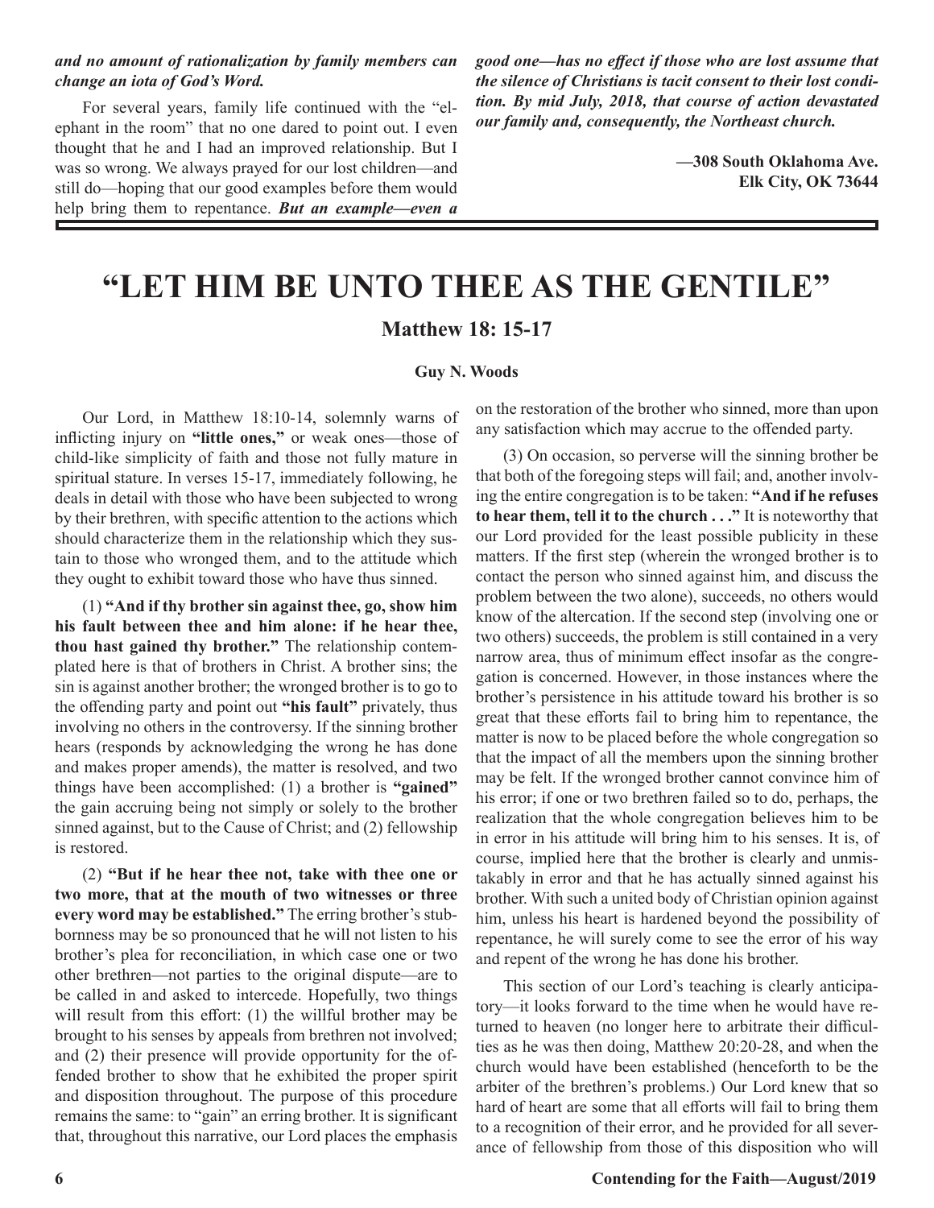***and no amount of rationalization by family members can change an iota of God's Word.***

For several years, family life continued with the "elephant in the room" that no one dared to point out. I even thought that he and I had an improved relationship. But I was so wrong. We always prayed for our lost children—and still do—hoping that our good examples before them would help bring them to repentance. ***But an example—even a good one—has no effect if those who are lost assume that the silence of Christians is tacit consent to their lost condition. By mid July, 2018, that course of action devastated our family and, consequently, the Northeast church.***

**—308 South Oklahoma Ave.**
**Elk City, OK 73644**

# "LET HIM BE UNTO THEE AS THE GENTILE"

## Matthew 18: 15-17

**Guy N. Woods**

Our Lord, in Matthew 18:10-14, solemnly warns of inflicting injury on **"little ones,"** or weak ones—those of child-like simplicity of faith and those not fully mature in spiritual stature. In verses 15-17, immediately following, he deals in detail with those who have been subjected to wrong by their brethren, with specific attention to the actions which should characterize them in the relationship which they sustain to those who wronged them, and to the attitude which they ought to exhibit toward those who have thus sinned.

(1) **"And if thy brother sin against thee, go, show him his fault between thee and him alone: if he hear thee, thou hast gained thy brother."** The relationship contemplated here is that of brothers in Christ. A brother sins; the sin is against another brother; the wronged brother is to go to the offending party and point out **"his fault"** privately, thus involving no others in the controversy. If the sinning brother hears (responds by acknowledging the wrong he has done and makes proper amends), the matter is resolved, and two things have been accomplished: (1) a brother is **"gained"** the gain accruing being not simply or solely to the brother sinned against, but to the Cause of Christ; and (2) fellowship is restored.

(2) **"But if he hear thee not, take with thee one or two more, that at the mouth of two witnesses or three every word may be established."** The erring brother's stubbornness may be so pronounced that he will not listen to his brother's plea for reconciliation, in which case one or two other brethren—not parties to the original dispute—are to be called in and asked to intercede. Hopefully, two things will result from this effort: (1) the willful brother may be brought to his senses by appeals from brethren not involved; and (2) their presence will provide opportunity for the offended brother to show that he exhibited the proper spirit and disposition throughout. The purpose of this procedure remains the same: to "gain" an erring brother. It is significant that, throughout this narrative, our Lord places the emphasis on the restoration of the brother who sinned, more than upon any satisfaction which may accrue to the offended party.

(3) On occasion, so perverse will the sinning brother be that both of the foregoing steps will fail; and, another involving the entire congregation is to be taken: **"And if he refuses to hear them, tell it to the church . . ."** It is noteworthy that our Lord provided for the least possible publicity in these matters. If the first step (wherein the wronged brother is to contact the person who sinned against him, and discuss the problem between the two alone), succeeds, no others would know of the altercation. If the second step (involving one or two others) succeeds, the problem is still contained in a very narrow area, thus of minimum effect insofar as the congregation is concerned. However, in those instances where the brother's persistence in his attitude toward his brother is so great that these efforts fail to bring him to repentance, the matter is now to be placed before the whole congregation so that the impact of all the members upon the sinning brother may be felt. If the wronged brother cannot convince him of his error; if one or two brethren failed so to do, perhaps, the realization that the whole congregation believes him to be in error in his attitude will bring him to his senses. It is, of course, implied here that the brother is clearly and unmistakably in error and that he has actually sinned against his brother. With such a united body of Christian opinion against him, unless his heart is hardened beyond the possibility of repentance, he will surely come to see the error of his way and repent of the wrong he has done his brother.

This section of our Lord's teaching is clearly anticipatory—it looks forward to the time when he would have returned to heaven (no longer here to arbitrate their difficulties as he was then doing, Matthew 20:20-28, and when the church would have been established (henceforth to be the arbiter of the brethren's problems.) Our Lord knew that so hard of heart are some that all efforts will fail to bring them to a recognition of their error, and he provided for all severance of fellowship from those of this disposition who will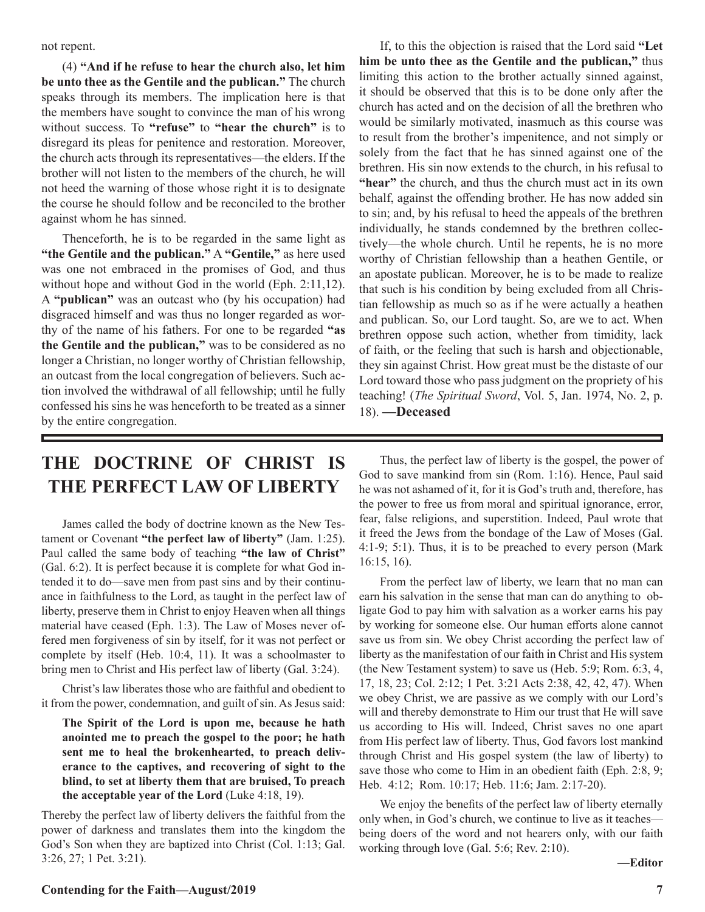not repent.

(4) **"And if he refuse to hear the church also, let him be unto thee as the Gentile and the publican."** The church speaks through its members. The implication here is that the members have sought to convince the man of his wrong without success. To **"refuse"** to **"hear the church"** is to disregard its pleas for penitence and restoration. Moreover, the church acts through its representatives—the elders. If the brother will not listen to the members of the church, he will not heed the warning of those whose right it is to designate the course he should follow and be reconciled to the brother against whom he has sinned.

Thenceforth, he is to be regarded in the same light as **"the Gentile and the publican."** A **"Gentile,"** as here used was one not embraced in the promises of God, and thus without hope and without God in the world (Eph. 2:11,12). A **"publican"** was an outcast who (by his occupation) had disgraced himself and was thus no longer regarded as worthy of the name of his fathers. For one to be regarded **"as the Gentile and the publican,"** was to be considered as no longer a Christian, no longer worthy of Christian fellowship, an outcast from the local congregation of believers. Such action involved the withdrawal of all fellowship; until he fully confessed his sins he was henceforth to be treated as a sinner by the entire congregation.

If, to this the objection is raised that the Lord said **"Let him be unto thee as the Gentile and the publican,"** thus limiting this action to the brother actually sinned against, it should be observed that this is to be done only after the church has acted and on the decision of all the brethren who would be similarly motivated, inasmuch as this course was to result from the brother's impenitence, and not simply or solely from the fact that he has sinned against one of the brethren. His sin now extends to the church, in his refusal to **"hear"** the church, and thus the church must act in its own behalf, against the offending brother. He has now added sin to sin; and, by his refusal to heed the appeals of the brethren individually, he stands condemned by the brethren collectively—the whole church. Until he repents, he is no more worthy of Christian fellowship than a heathen Gentile, or an apostate publican. Moreover, he is to be made to realize that such is his condition by being excluded from all Christian fellowship as much so as if he were actually a heathen and publican. So, our Lord taught. So, are we to act. When brethren oppose such action, whether from timidity, lack of faith, or the feeling that such is harsh and objectionable, they sin against Christ. How great must be the distaste of our Lord toward those who pass judgment on the propriety of his teaching! (*The Spiritual Sword*, Vol. 5, Jan. 1974, No. 2, p. 18). **—Deceased**

## THE DOCTRINE OF CHRIST IS THE PERFECT LAW OF LIBERTY

James called the body of doctrine known as the New Testament or Covenant **"the perfect law of liberty"** (Jam. 1:25). Paul called the same body of teaching **"the law of Christ"** (Gal. 6:2). It is perfect because it is complete for what God intended it to do—save men from past sins and by their continuance in faithfulness to the Lord, as taught in the perfect law of liberty, preserve them in Christ to enjoy Heaven when all things material have ceased (Eph. 1:3). The Law of Moses never offered men forgiveness of sin by itself, for it was not perfect or complete by itself (Heb. 10:4, 11). It was a schoolmaster to bring men to Christ and His perfect law of liberty (Gal. 3:24).

Christ's law liberates those who are faithful and obedient to it from the power, condemnation, and guilt of sin. As Jesus said:

> **The Spirit of the Lord is upon me, because he hath anointed me to preach the gospel to the poor; he hath sent me to heal the brokenhearted, to preach deliverance to the captives, and recovering of sight to the blind, to set at liberty them that are bruised, To preach the acceptable year of the Lord** (Luke 4:18, 19).

Thereby the perfect law of liberty delivers the faithful from the power of darkness and translates them into the kingdom the God's Son when they are baptized into Christ (Col. 1:13; Gal. 3:26, 27; 1 Pet. 3:21).

Thus, the perfect law of liberty is the gospel, the power of God to save mankind from sin (Rom. 1:16). Hence, Paul said he was not ashamed of it, for it is God's truth and, therefore, has the power to free us from moral and spiritual ignorance, error, fear, false religions, and superstition. Indeed, Paul wrote that it freed the Jews from the bondage of the Law of Moses (Gal. 4:1-9; 5:1). Thus, it is to be preached to every person (Mark 16:15, 16).

From the perfect law of liberty, we learn that no man can earn his salvation in the sense that man can do anything to obligate God to pay him with salvation as a worker earns his pay by working for someone else. Our human efforts alone cannot save us from sin. We obey Christ according the perfect law of liberty as the manifestation of our faith in Christ and His system (the New Testament system) to save us (Heb. 5:9; Rom. 6:3, 4, 17, 18, 23; Col. 2:12; 1 Pet. 3:21 Acts 2:38, 42, 42, 47). When we obey Christ, we are passive as we comply with our Lord's will and thereby demonstrate to Him our trust that He will save us according to His will. Indeed, Christ saves no one apart from His perfect law of liberty. Thus, God favors lost mankind through Christ and His gospel system (the law of liberty) to save those who come to Him in an obedient faith (Eph. 2:8, 9; Heb. 4:12; Rom. 10:17; Heb. 11:6; Jam. 2:17-20).

We enjoy the benefits of the perfect law of liberty eternally only when, in God's church, we continue to live as it teaches—being doers of the word and not hearers only, with our faith working through love (Gal. 5:6; Rev. 2:10).

**—Editor**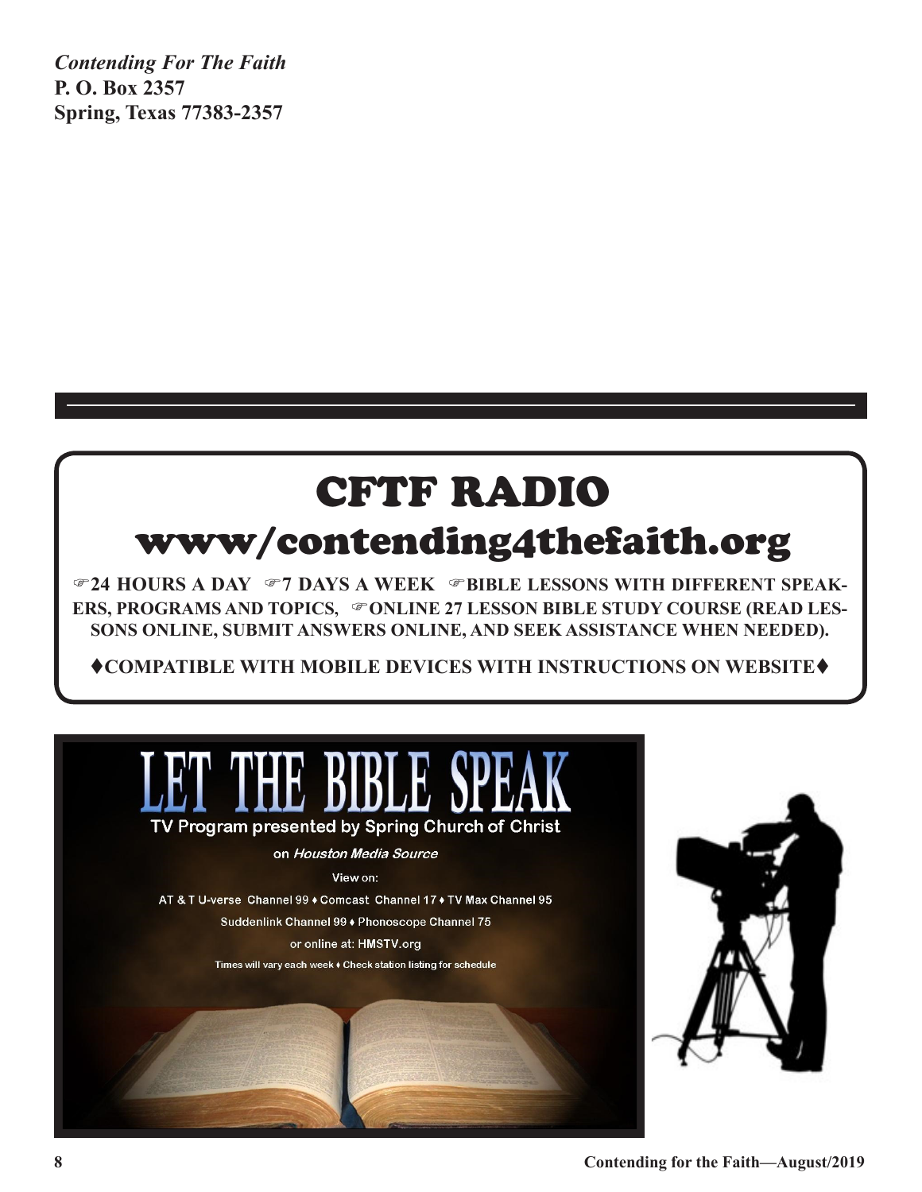*Contending For The Faith*
**P. O. Box 2357**
**Spring, Texas 77383-2357**

# CFTF RADIO

## www/contending4thefaith.org

**☞24 HOURS A DAY ☞7 DAYS A WEEK ☞BIBLE LESSONS WITH DIFFERENT SPEAKERS, PROGRAMS AND TOPICS, ☞ONLINE 27 LESSON BIBLE STUDY COURSE (READ LESSONS ONLINE, SUBMIT ANSWERS ONLINE, AND SEEK ASSISTANCE WHEN NEEDED).**

**♦COMPATIBLE WITH MOBILE DEVICES WITH INSTRUCTIONS ON WEBSITE♦**

# LET THE BIBLE SPEAK

TV Program presented by Spring Church of Christ

on *Houston Media Source*

View on:

AT & T U-verse Channel 99 ♦ Comcast Channel 17 ♦ TV Max Channel 95

Suddenlink Channel 99 ♦ Phonoscope Channel 75

or online at: HMSTV.org

Times will vary each week ♦ Check station listing for schedule